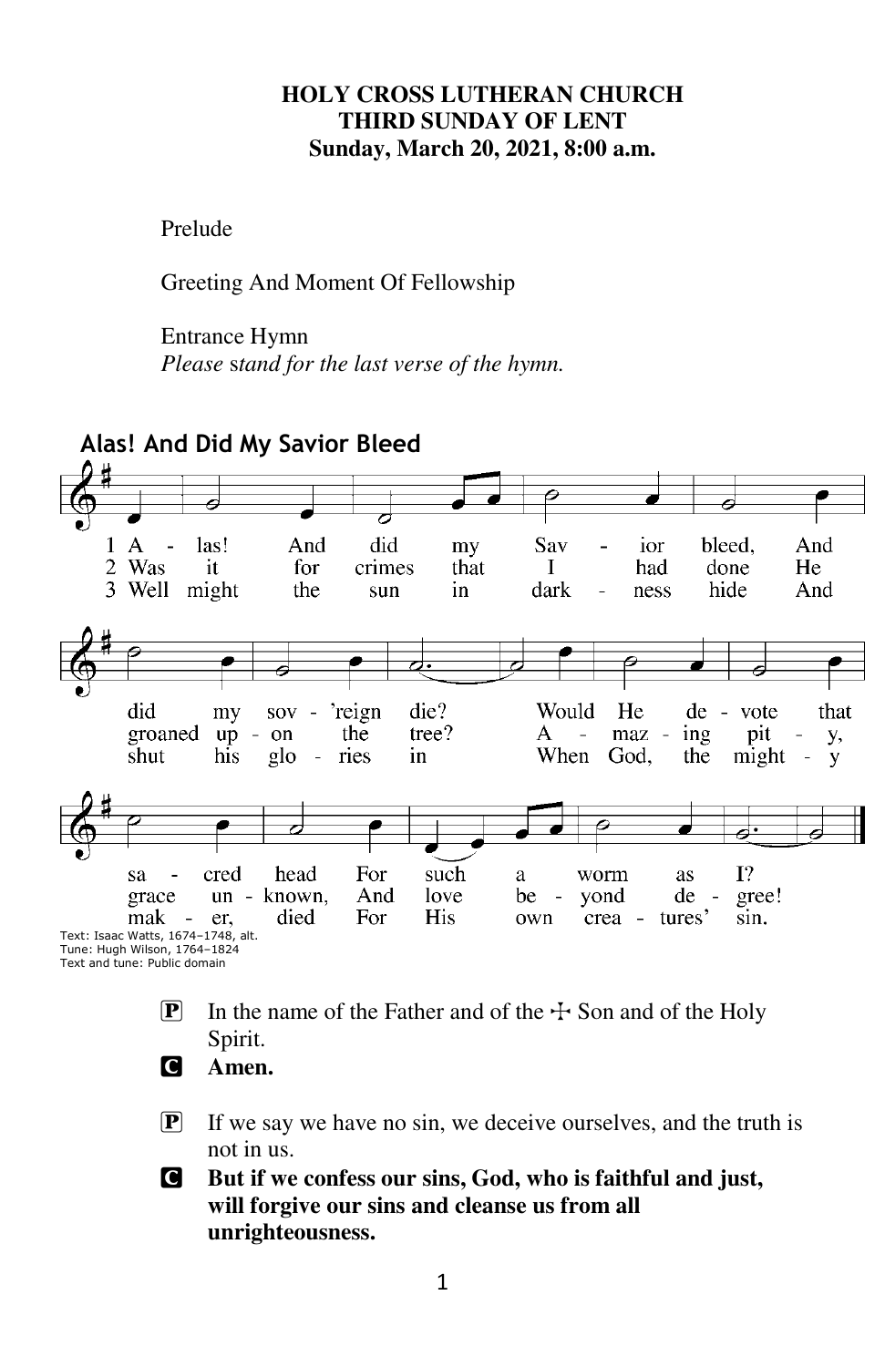**HOLY CROSS LUTHERAN CHURCH**
**THIRD SUNDAY OF LENT**
**Sunday, March 20, 2021, 8:00 a.m.**

Prelude

Greeting And Moment Of Fellowship

Entrance Hymn
*Please stand for the last verse of the hymn.*

## Alas! And Did My Savior Bleed

1 Alas! And did my Savior bleed, And did my sov'reign die? Would He devote that sacred head For such a worm as I?

2 Was it for crimes that I had done He groaned upon the tree? Amazing pity, grace unknown, And love beyond degree!

3 Well might the sun in darkness hide And shut his glories in When God, the mighty maker, died For His own creatures' sin.

Text: Isaac Watts, 1674–1748, alt.
Tune: Hugh Wilson, 1764–1824
Text and tune: Public domain

P In the name of the Father and of the ☩ Son and of the Holy Spirit.

C **Amen.**

P If we say we have no sin, we deceive ourselves, and the truth is not in us.

C **But if we confess our sins, God, who is faithful and just, will forgive our sins and cleanse us from all unrighteousness.**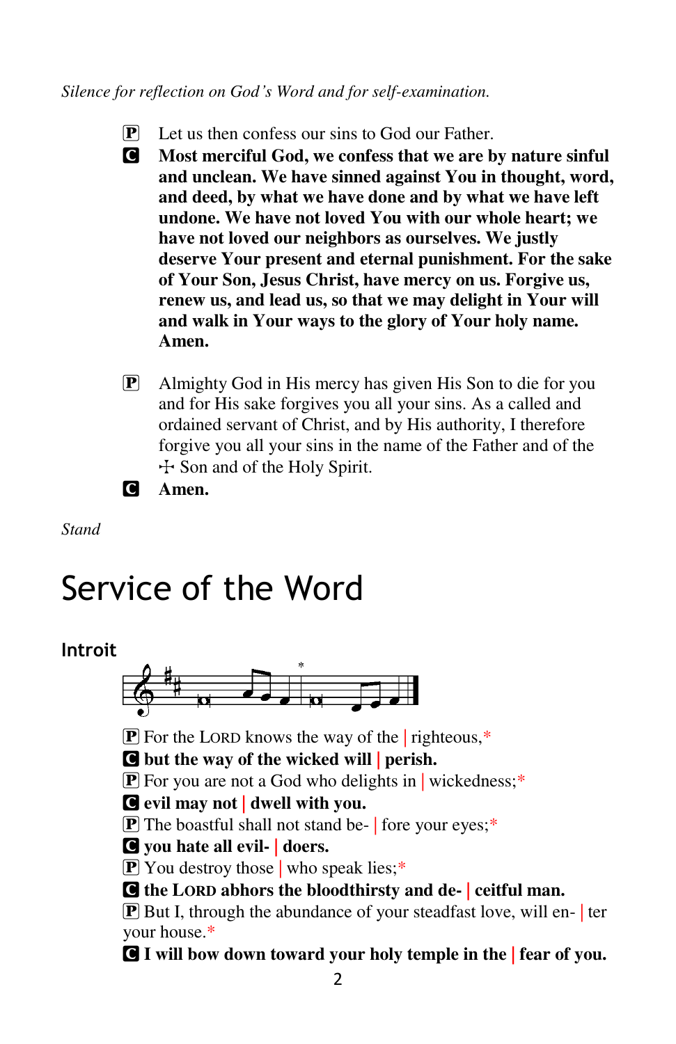*Silence for reflection on God's Word and for self-examination.*

P Let us then confess our sins to God our Father.

C **Most merciful God, we confess that we are by nature sinful and unclean. We have sinned against You in thought, word, and deed, by what we have done and by what we have left undone. We have not loved You with our whole heart; we have not loved our neighbors as ourselves. We justly deserve Your present and eternal punishment. For the sake of Your Son, Jesus Christ, have mercy on us. Forgive us, renew us, and lead us, so that we may delight in Your will and walk in Your ways to the glory of Your holy name. Amen.**

P Almighty God in His mercy has given His Son to die for you and for His sake forgives you all your sins. As a called and ordained servant of Christ, and by His authority, I therefore forgive you all your sins in the name of the Father and of the ☩ Son and of the Holy Spirit.

C **Amen.**

*Stand*

# Service of the Word

## Introit

P For the LORD knows the way of the | righteous,*

C **but the way of the wicked will | perish.**

P For you are not a God who delights in | wickedness;*

C **evil may not | dwell with you.**

P The boastful shall not stand be- | fore your eyes;*

C **you hate all evil- | doers.**

P You destroy those | who speak lies;*

C **the LORD abhors the bloodthirsty and de- | ceitful man.**

P But I, through the abundance of your steadfast love, will en- | ter your house.*

C **I will bow down toward your holy temple in the | fear of you.**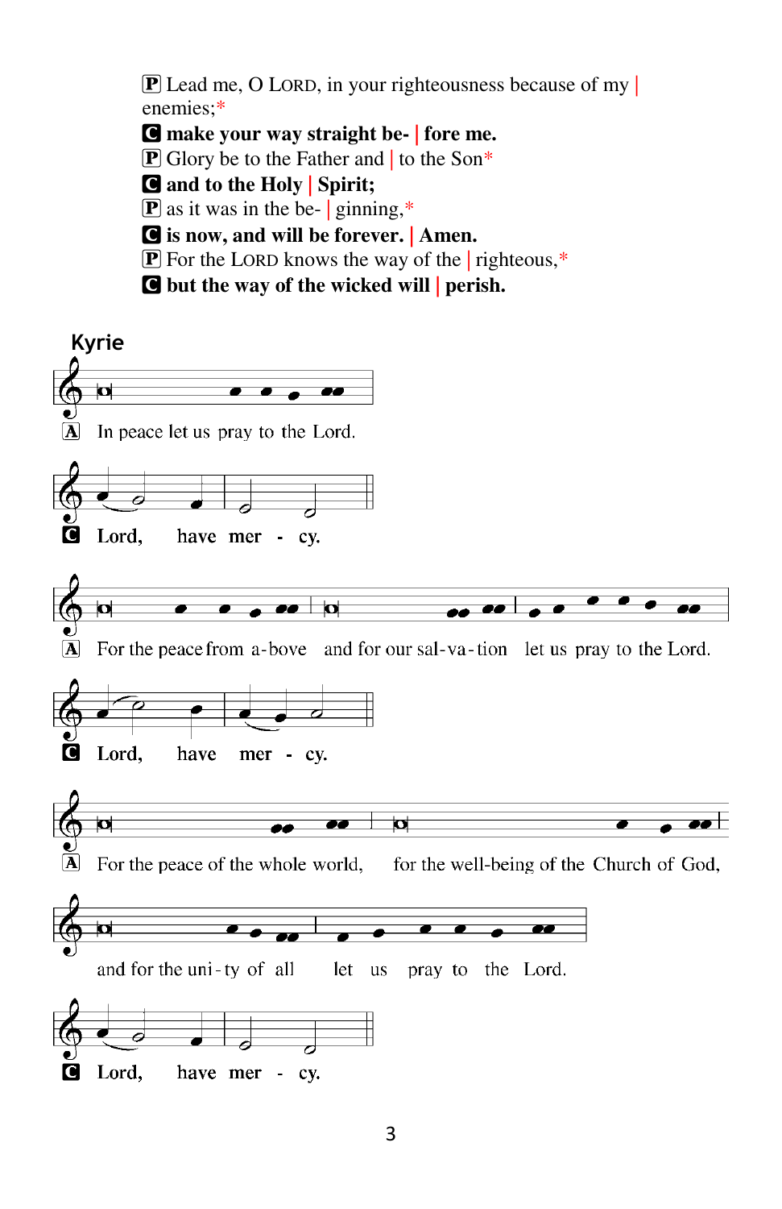P Lead me, O LORD, in your righteousness because of my | enemies;*

**C make your way straight be- | fore me.**

P Glory be to the Father and | to the Son*

**C and to the Holy | Spirit;**

P as it was in the be- | ginning,*

**C is now, and will be forever. | Amen.**

P For the LORD knows the way of the | righteous,*

**C but the way of the wicked will | perish.**

## Kyrie

A In peace let us pray to the Lord.

**C Lord, have mer - cy.**

A For the peace from a-bove and for our sal-va-tion let us pray to the Lord.

**C Lord, have mer - cy.**

A For the peace of the whole world, for the well-being of the Church of God,

and for the uni-ty of all let us pray to the Lord.

**C Lord, have mer - cy.**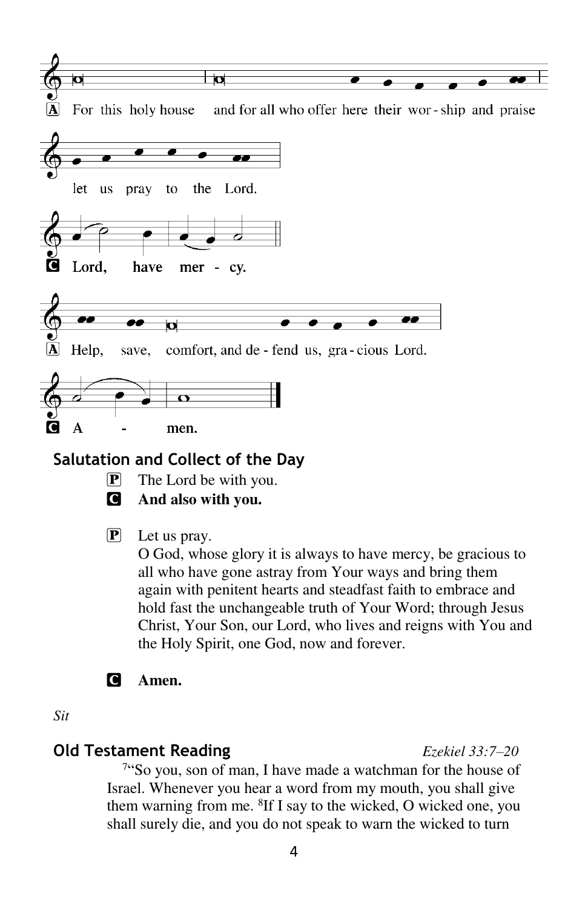A For this holy house and for all who offer here their wor - ship and praise let us pray to the Lord.

C **Lord, have mer - cy.**

A Help, save, comfort, and de - fend us, gra - cious Lord.

C **A - men.**

## Salutation and Collect of the Day

P The Lord be with you.

C **And also with you.**

P Let us pray.
O God, whose glory it is always to have mercy, be gracious to all who have gone astray from Your ways and bring them again with penitent hearts and steadfast faith to embrace and hold fast the unchangeable truth of Your Word; through Jesus Christ, Your Son, our Lord, who lives and reigns with You and the Holy Spirit, one God, now and forever.

C **Amen.**

*Sit*

## Old Testament Reading *Ezekiel 33:7–20*

[7]"So you, son of man, I have made a watchman for the house of Israel. Whenever you hear a word from my mouth, you shall give them warning from me. [8]If I say to the wicked, O wicked one, you shall surely die, and you do not speak to warn the wicked to turn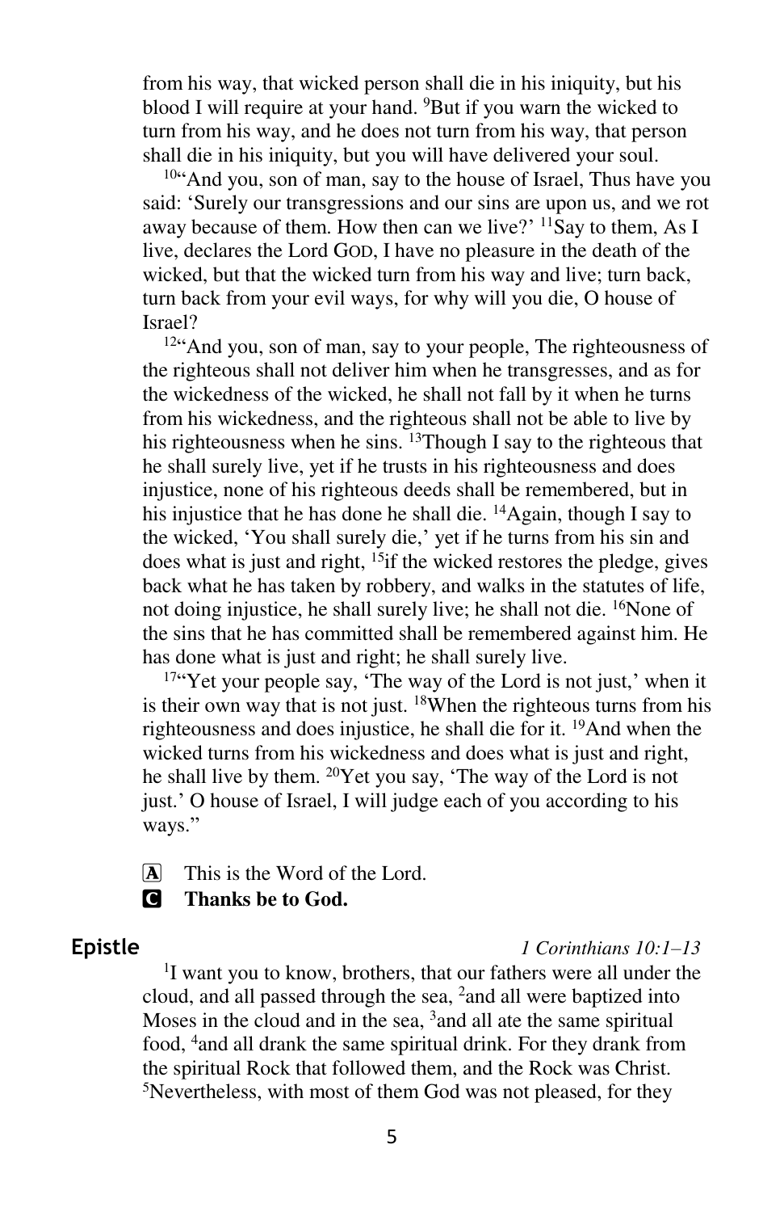from his way, that wicked person shall die in his iniquity, but his blood I will require at your hand. [9]But if you warn the wicked to turn from his way, and he does not turn from his way, that person shall die in his iniquity, but you will have delivered your soul.

[10]"And you, son of man, say to the house of Israel, Thus have you said: 'Surely our transgressions and our sins are upon us, and we rot away because of them. How then can we live?' [11]Say to them, As I live, declares the Lord GOD, I have no pleasure in the death of the wicked, but that the wicked turn from his way and live; turn back, turn back from your evil ways, for why will you die, O house of Israel?

[12]"And you, son of man, say to your people, The righteousness of the righteous shall not deliver him when he transgresses, and as for the wickedness of the wicked, he shall not fall by it when he turns from his wickedness, and the righteous shall not be able to live by his righteousness when he sins. [13]Though I say to the righteous that he shall surely live, yet if he trusts in his righteousness and does injustice, none of his righteous deeds shall be remembered, but in his injustice that he has done he shall die. [14]Again, though I say to the wicked, 'You shall surely die,' yet if he turns from his sin and does what is just and right, [15]if the wicked restores the pledge, gives back what he has taken by robbery, and walks in the statutes of life, not doing injustice, he shall surely live; he shall not die. [16]None of the sins that he has committed shall be remembered against him. He has done what is just and right; he shall surely live.

[17]"Yet your people say, 'The way of the Lord is not just,' when it is their own way that is not just. [18]When the righteous turns from his righteousness and does injustice, he shall die for it. [19]And when the wicked turns from his wickedness and does what is just and right, he shall live by them. [20]Yet you say, 'The way of the Lord is not just.' O house of Israel, I will judge each of you according to his ways."

A This is the Word of the Lord.

C **Thanks be to God.**

## Epistle

*1 Corinthians 10:1–13*

[1]I want you to know, brothers, that our fathers were all under the cloud, and all passed through the sea, [2]and all were baptized into Moses in the cloud and in the sea, [3]and all ate the same spiritual food, [4]and all drank the same spiritual drink. For they drank from the spiritual Rock that followed them, and the Rock was Christ. [5]Nevertheless, with most of them God was not pleased, for they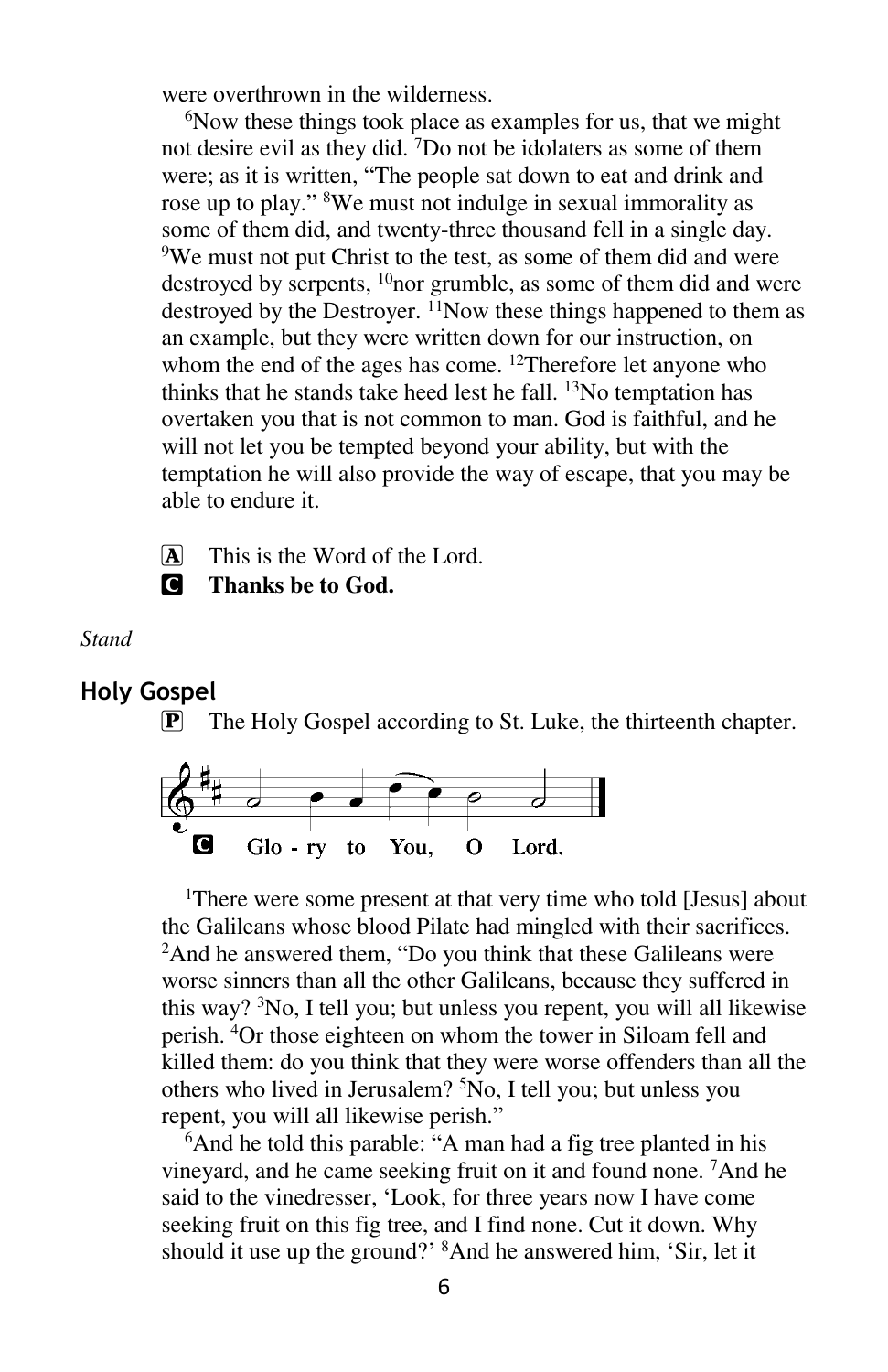were overthrown in the wilderness.

[6]Now these things took place as examples for us, that we might not desire evil as they did. [7]Do not be idolaters as some of them were; as it is written, "The people sat down to eat and drink and rose up to play." [8]We must not indulge in sexual immorality as some of them did, and twenty-three thousand fell in a single day. [9]We must not put Christ to the test, as some of them did and were destroyed by serpents, [10]nor grumble, as some of them did and were destroyed by the Destroyer. [11]Now these things happened to them as an example, but they were written down for our instruction, on whom the end of the ages has come. [12]Therefore let anyone who thinks that he stands take heed lest he fall. [13]No temptation has overtaken you that is not common to man. God is faithful, and he will not let you be tempted beyond your ability, but with the temptation he will also provide the way of escape, that you may be able to endure it.

A This is the Word of the Lord.
C **Thanks be to God.**

*Stand*

## Holy Gospel

P The Holy Gospel according to St. Luke, the thirteenth chapter.

C Glo - ry to You, O Lord.

[1]There were some present at that very time who told [Jesus] about the Galileans whose blood Pilate had mingled with their sacrifices. [2]And he answered them, "Do you think that these Galileans were worse sinners than all the other Galileans, because they suffered in this way? [3]No, I tell you; but unless you repent, you will all likewise perish. [4]Or those eighteen on whom the tower in Siloam fell and killed them: do you think that they were worse offenders than all the others who lived in Jerusalem? [5]No, I tell you; but unless you repent, you will all likewise perish."

[6]And he told this parable: "A man had a fig tree planted in his vineyard, and he came seeking fruit on it and found none. [7]And he said to the vinedresser, 'Look, for three years now I have come seeking fruit on this fig tree, and I find none. Cut it down. Why should it use up the ground?' [8]And he answered him, 'Sir, let it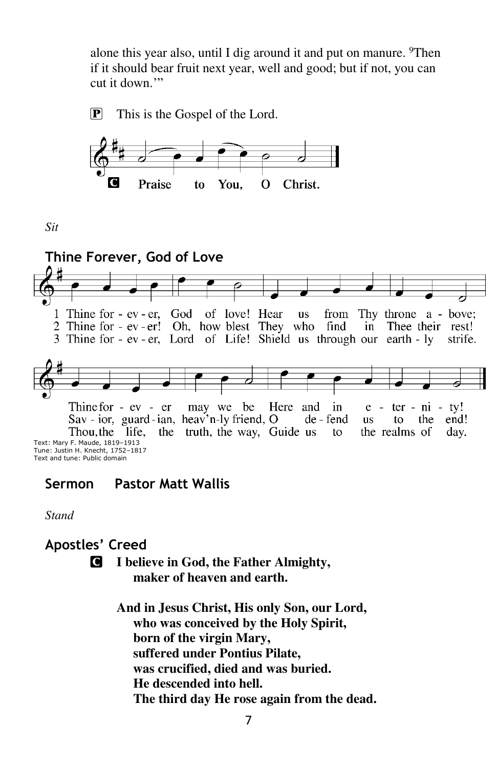alone this year also, until I dig around it and put on manure. [9]Then if it should bear fruit next year, well and good; but if not, you can cut it down.'"

P This is the Gospel of the Lord.

C **Praise to You, O Christ.**

*Sit*

## Thine Forever, God of Love

1 Thine for - ev - er, God of love! Hear us from Thy throne a - bove; Thine for - ev - er may we be Here and in e - ter - ni - ty!

2 Thine for - ev - er! Oh, how blest They who find in Thee their rest! Sav - ior, guard - ian, heav'n-ly friend, O de - fend us to the end!

3 Thine for - ev - er, Lord of Life! Shield us through our earth - ly strife. Thou, the life, the truth, the way, Guide us to the realms of day.

Text: Mary F. Maude, 1819–1913
Tune: Justin H. Knecht, 1752–1817
Text and tune: Public domain

## Sermon Pastor Matt Wallis

*Stand*

## Apostles' Creed

C **I believe in God, the Father Almighty,**
**maker of heaven and earth.**

**And in Jesus Christ, His only Son, our Lord,**
**who was conceived by the Holy Spirit,**
**born of the virgin Mary,**
**suffered under Pontius Pilate,**
**was crucified, died and was buried.**
**He descended into hell.**
**The third day He rose again from the dead.**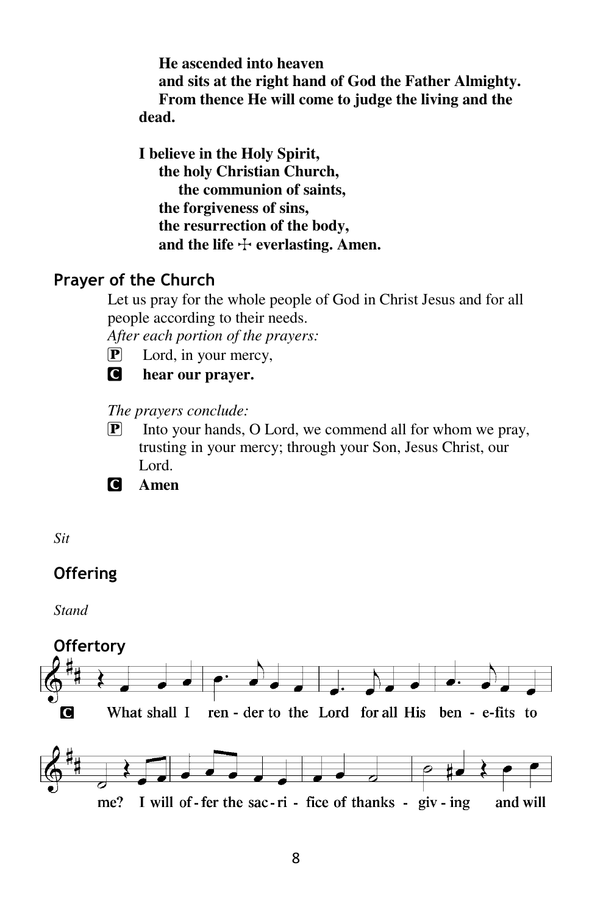**He ascended into heaven**
**and sits at the right hand of God the Father Almighty.**
**From thence He will come to judge the living and the dead.**

**I believe in the Holy Spirit,**
**the holy Christian Church,**
**the communion of saints,**
**the forgiveness of sins,**
**the resurrection of the body,**
**and the life ☩ everlasting. Amen.**

## Prayer of the Church

Let us pray for the whole people of God in Christ Jesus and for all people according to their needs.

*After each portion of the prayers:*

P Lord, in your mercy,

C **hear our prayer.**

*The prayers conclude:*

P Into your hands, O Lord, we commend all for whom we pray, trusting in your mercy; through your Son, Jesus Christ, our Lord.

C **Amen**

*Sit*

## Offering

*Stand*

## Offertory

C What shall I ren - der to the Lord for all His ben - e-fits to me? I will of - fer the sac - ri - fice of thanks - giv - ing and will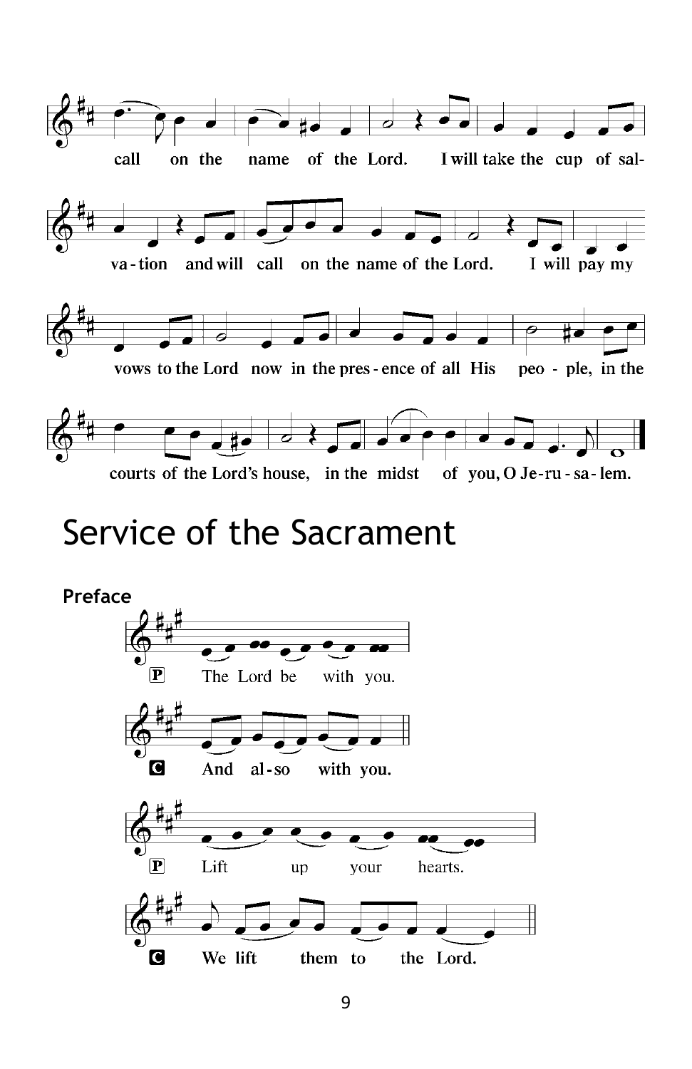call on the name of the Lord. I will take the cup of sal-

va-tion and will call on the name of the Lord. I will pay my

vows to the Lord now in the pres-ence of all His peo-ple, in the

courts of the Lord's house, in the midst of you, O Je-ru-sa-lem.

# Service of the Sacrament

**Preface**

P The Lord be with you.

**C And al-so with you.**

P Lift up your hearts.

**C We lift them to the Lord.**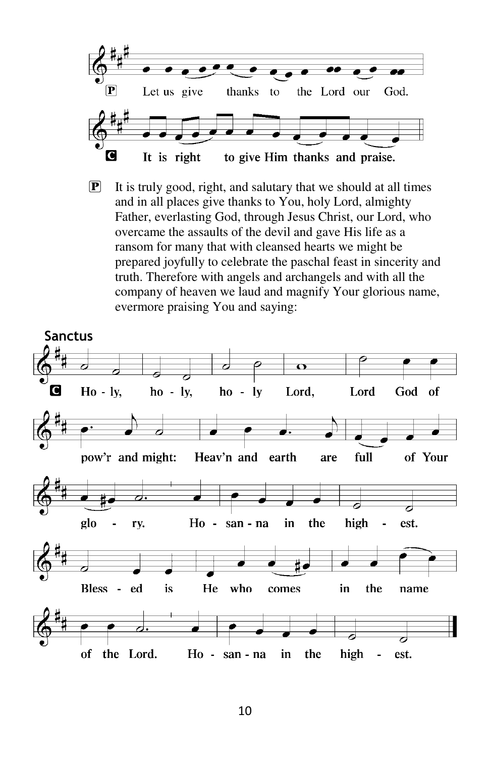P Let us give thanks to the Lord our God.

**C It is right to give Him thanks and praise.**

P It is truly good, right, and salutary that we should at all times and in all places give thanks to You, holy Lord, almighty Father, everlasting God, through Jesus Christ, our Lord, who overcame the assaults of the devil and gave His life as a ransom for many that with cleansed hearts we might be prepared joyfully to celebrate the paschal feast in sincerity and truth. Therefore with angels and archangels and with all the company of heaven we laud and magnify Your glorious name, evermore praising You and saying:

## Sanctus

**C Holy, holy, holy Lord, Lord God of pow'r and might: Heav'n and earth are full of Your glory. Hosanna in the highest. Blessed is He who comes in the name of the Lord. Hosanna in the highest.**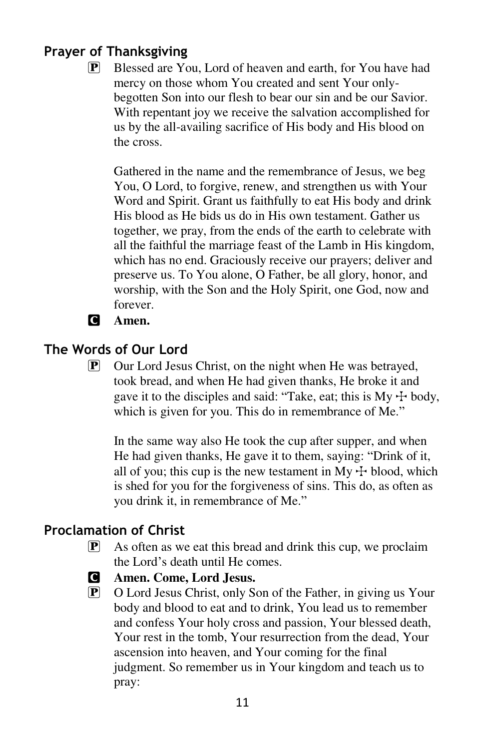## Prayer of Thanksgiving

P Blessed are You, Lord of heaven and earth, for You have had mercy on those whom You created and sent Your only-begotten Son into our flesh to bear our sin and be our Savior. With repentant joy we receive the salvation accomplished for us by the all-availing sacrifice of His body and His blood on the cross.

Gathered in the name and the remembrance of Jesus, we beg You, O Lord, to forgive, renew, and strengthen us with Your Word and Spirit. Grant us faithfully to eat His body and drink His blood as He bids us do in His own testament. Gather us together, we pray, from the ends of the earth to celebrate with all the faithful the marriage feast of the Lamb in His kingdom, which has no end. Graciously receive our prayers; deliver and preserve us. To You alone, O Father, be all glory, honor, and worship, with the Son and the Holy Spirit, one God, now and forever.

C **Amen.**

## The Words of Our Lord

P Our Lord Jesus Christ, on the night when He was betrayed, took bread, and when He had given thanks, He broke it and gave it to the disciples and said: "Take, eat; this is My ☩ body, which is given for you. This do in remembrance of Me."

In the same way also He took the cup after supper, and when He had given thanks, He gave it to them, saying: "Drink of it, all of you; this cup is the new testament in My ☩ blood, which is shed for you for the forgiveness of sins. This do, as often as you drink it, in remembrance of Me."

## Proclamation of Christ

P As often as we eat this bread and drink this cup, we proclaim the Lord's death until He comes.

C **Amen. Come, Lord Jesus.**

P O Lord Jesus Christ, only Son of the Father, in giving us Your body and blood to eat and to drink, You lead us to remember and confess Your holy cross and passion, Your blessed death, Your rest in the tomb, Your resurrection from the dead, Your ascension into heaven, and Your coming for the final judgment. So remember us in Your kingdom and teach us to pray: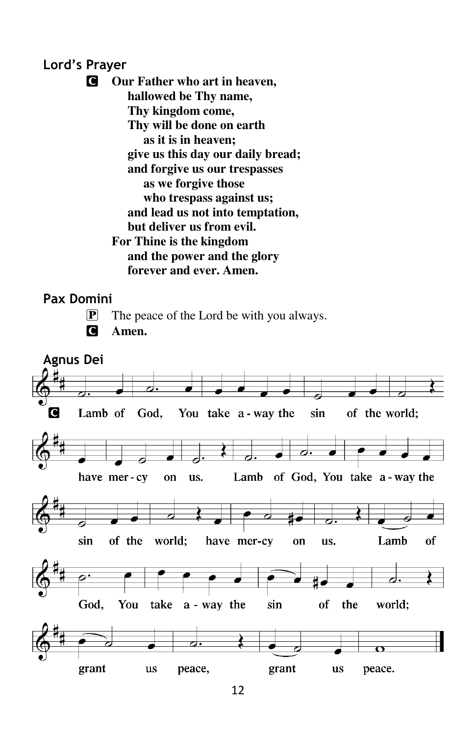## Lord's Prayer

**C** **Our Father who art in heaven,**
**hallowed be Thy name,**
**Thy kingdom come,**
**Thy will be done on earth**
**as it is in heaven;**
**give us this day our daily bread;**
**and forgive us our trespasses**
**as we forgive those**
**who trespass against us;**
**and lead us not into temptation,**
**but deliver us from evil.**
**For Thine is the kingdom**
**and the power and the glory**
**forever and ever. Amen.**

## Pax Domini

**P** The peace of the Lord be with you always.

**C** **Amen.**

## Agnus Dei

**C** Lamb of God, You take a - way the sin of the world;
have mer - cy on us. Lamb of God, You take a - way the
sin of the world; have mer-cy on us. Lamb of
God, You take a - way the sin of the world;
grant us peace, grant us peace.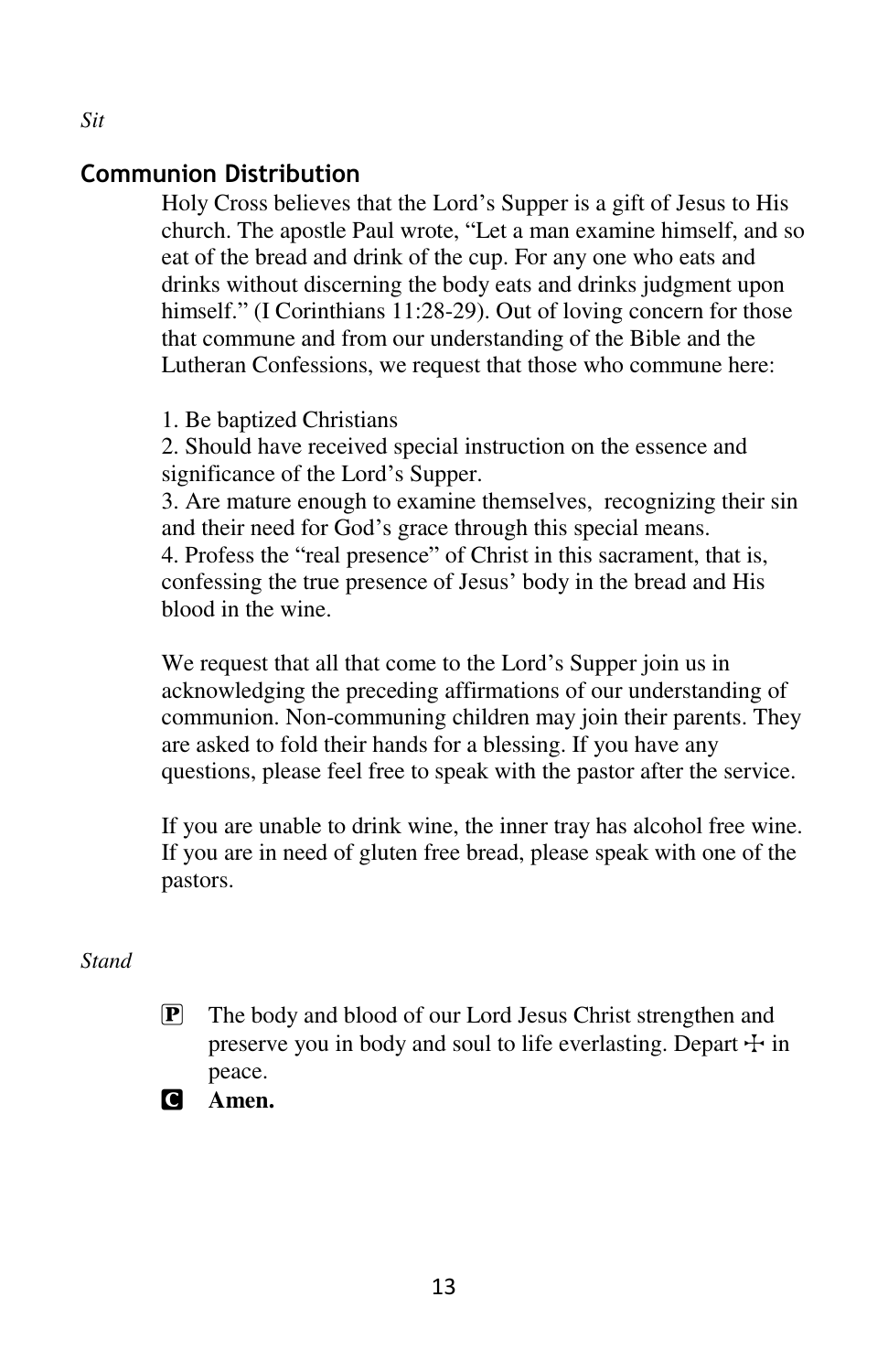*Sit*

## Communion Distribution

Holy Cross believes that the Lord's Supper is a gift of Jesus to His church. The apostle Paul wrote, "Let a man examine himself, and so eat of the bread and drink of the cup. For any one who eats and drinks without discerning the body eats and drinks judgment upon himself." (I Corinthians 11:28-29). Out of loving concern for those that commune and from our understanding of the Bible and the Lutheran Confessions, we request that those who commune here:

1. Be baptized Christians
2. Should have received special instruction on the essence and significance of the Lord's Supper.
3. Are mature enough to examine themselves, recognizing their sin and their need for God's grace through this special means.
4. Profess the "real presence" of Christ in this sacrament, that is, confessing the true presence of Jesus' body in the bread and His blood in the wine.

We request that all that come to the Lord's Supper join us in acknowledging the preceding affirmations of our understanding of communion. Non-communing children may join their parents. They are asked to fold their hands for a blessing. If you have any questions, please feel free to speak with the pastor after the service.

If you are unable to drink wine, the inner tray has alcohol free wine. If you are in need of gluten free bread, please speak with one of the pastors.

*Stand*

P The body and blood of our Lord Jesus Christ strengthen and preserve you in body and soul to life everlasting. Depart ☩ in peace.

C **Amen.**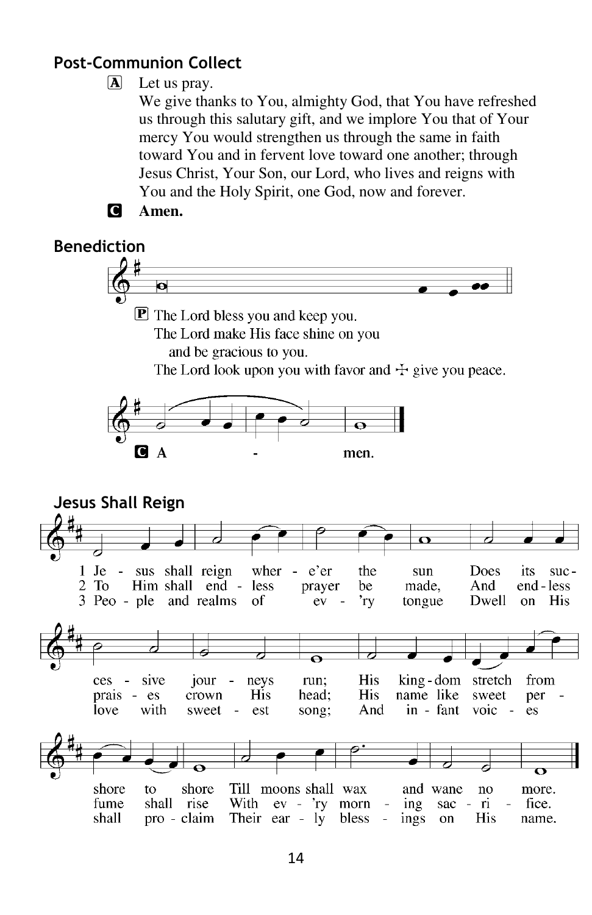## Post-Communion Collect

A Let us pray.
We give thanks to You, almighty God, that You have refreshed us through this salutary gift, and we implore You that of Your mercy You would strengthen us through the same in faith toward You and in fervent love toward one another; through Jesus Christ, Your Son, our Lord, who lives and reigns with You and the Holy Spirit, one God, now and forever.

**C Amen.**

## Benediction

P The Lord bless you and keep you.
The Lord make His face shine on you
and be gracious to you.
The Lord look upon you with favor and ☩ give you peace.

**C A - men.**

## Jesus Shall Reign

1 Jesus shall reign where-e'er the sun Does its successive journeys run; His kingdom stretch from shore to shore Till moons shall wax and wane no more.

2 To Him shall endless prayer be made, And endless praises crown His head; His name like sweet perfume shall rise With ev'ry morning sacrifice.

3 People and realms of ev'ry tongue Dwell on His love with sweetest song; And infant voices shall proclaim Their early blessings on His name.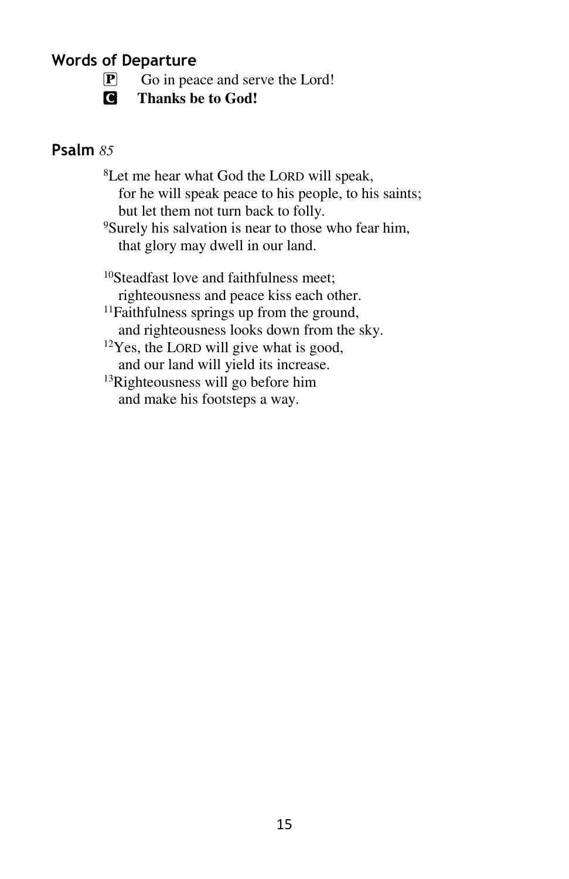### Words of Departure

P Go in peace and serve the Lord!

C **Thanks be to God!**

### Psalm *85*

[8]Let me hear what God the LORD will speak,
for he will speak peace to his people, to his saints;
but let them not turn back to folly.
[9]Surely his salvation is near to those who fear him,
that glory may dwell in our land.

[10]Steadfast love and faithfulness meet;
righteousness and peace kiss each other.
[11]Faithfulness springs up from the ground,
and righteousness looks down from the sky.
[12]Yes, the LORD will give what is good,
and our land will yield its increase.
[13]Righteousness will go before him
and make his footsteps a way.